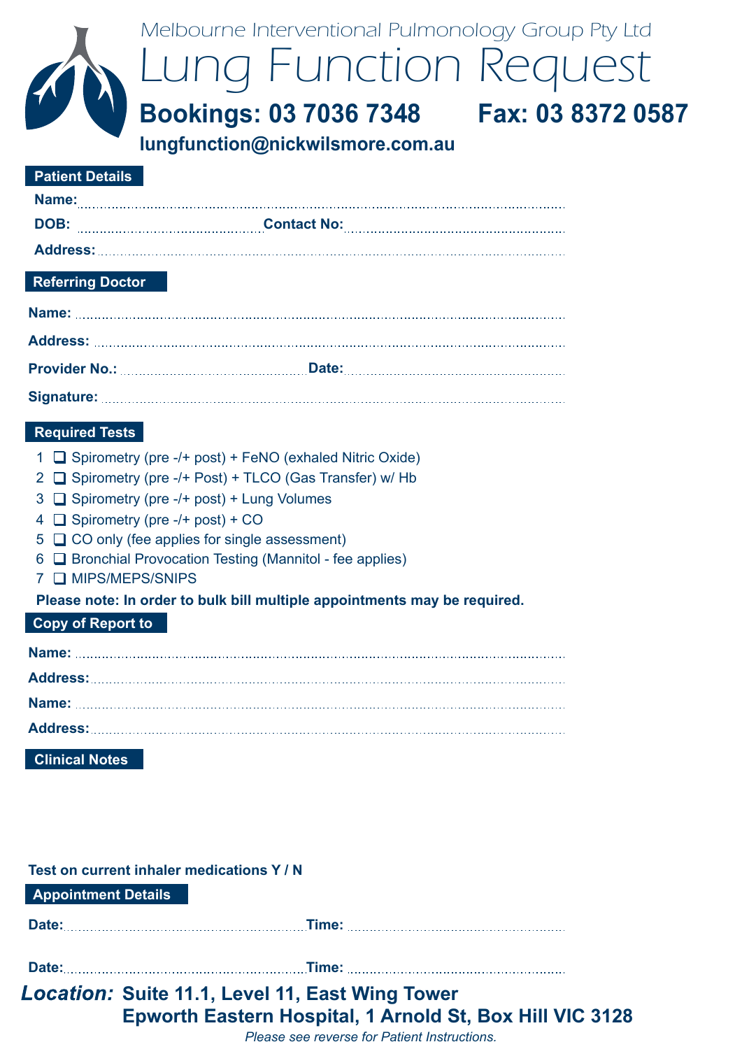Melbourne Interventional Pulmonology Group Pty Ltd

# Lung Function Request

**Bookings: 03 7036 7348** **Fax: 03 8372 0587**

**lungfunction@nickwilsmore.com.au**

## Patient Details

**Name:** ..............................................................................................

**DOB:** ........................................ **Contact No:** ........................................

**Address:** ..............................................................................................

## Referring Doctor

**Name:** ..............................................................................................

**Address:** ..............................................................................................

**Provider No.:** ........................................ **Date:** ........................................

**Signature:** ..............................................................................................

## Required Tests

1. ❑ Spirometry (pre -/+ post) + FeNO (exhaled Nitric Oxide)
2. ❑ Spirometry (pre -/+ Post) + TLCO (Gas Transfer) w/ Hb
3. ❑ Spirometry (pre -/+ post) + Lung Volumes
4. ❑ Spirometry (pre -/+ post) + CO
5. ❑ CO only (fee applies for single assessment)
6. ❑ Bronchial Provocation Testing (Mannitol - fee applies)
7. ❑ MIPS/MEPS/SNIPS

**Please note: In order to bulk bill multiple appointments may be required.**

## Copy of Report to

**Name:** ..............................................................................................

**Address:** ..............................................................................................

**Name:** ..............................................................................................

**Address:** ..............................................................................................

## Clinical Notes

**Test on current inhaler medications Y / N**

## Appointment Details

**Date:** ........................................ **Time:** ........................................

**Date:** ........................................ **Time:** ........................................

***Location:*** **Suite 11.1, Level 11, East Wing Tower**
**Epworth Eastern Hospital, 1 Arnold St, Box Hill VIC 3128**

*Please see reverse for Patient Instructions.*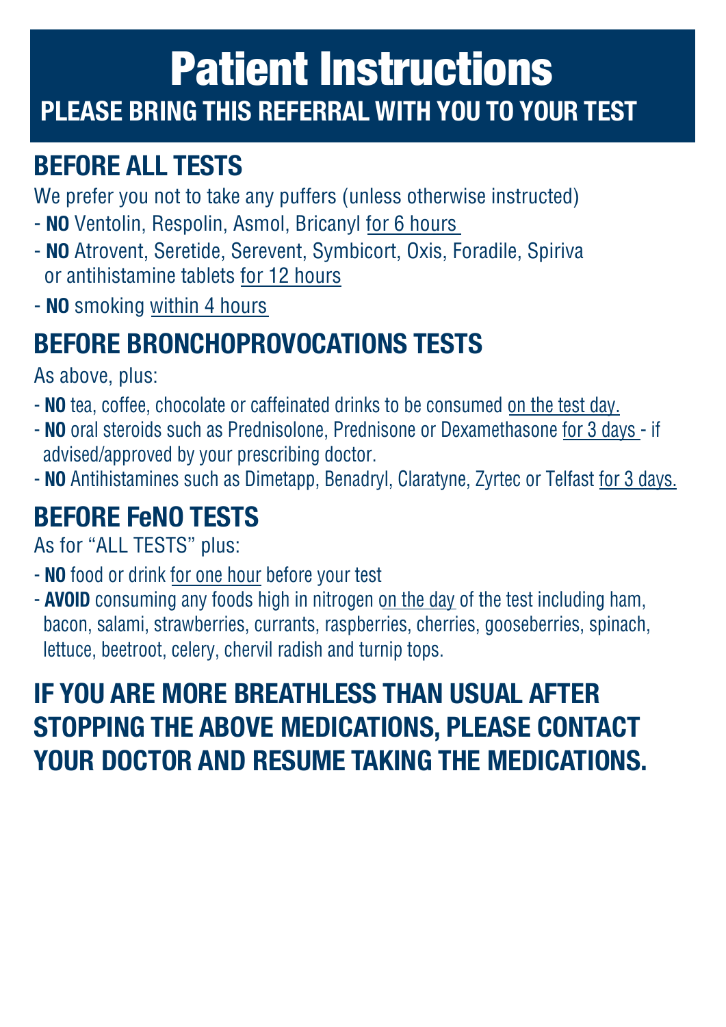# Patient Instructions

## PLEASE BRING THIS REFERRAL WITH YOU TO YOUR TEST

## BEFORE ALL TESTS

We prefer you not to take any puffers (unless otherwise instructed)

- **NO** Ventolin, Respolin, Asmol, Bricanyl for 6 hours
- **NO** Atrovent, Seretide, Serevent, Symbicort, Oxis, Foradile, Spiriva or antihistamine tablets for 12 hours
- **NO** smoking within 4 hours

## BEFORE BRONCHOPROVOCATIONS TESTS

As above, plus:

- **NO** tea, coffee, chocolate or caffeinated drinks to be consumed on the test day.
- **NO** oral steroids such as Prednisolone, Prednisone or Dexamethasone for 3 days - if advised/approved by your prescribing doctor.
- **NO** Antihistamines such as Dimetapp, Benadryl, Claratyne, Zyrtec or Telfast for 3 days.

## BEFORE FeNO TESTS

As for "ALL TESTS" plus:

- **NO** food or drink for one hour before your test
- **AVOID** consuming any foods high in nitrogen on the day of the test including ham, bacon, salami, strawberries, currants, raspberries, cherries, gooseberries, spinach, lettuce, beetroot, celery, chervil radish and turnip tops.

## IF YOU ARE MORE BREATHLESS THAN USUAL AFTER STOPPING THE ABOVE MEDICATIONS, PLEASE CONTACT YOUR DOCTOR AND RESUME TAKING THE MEDICATIONS.